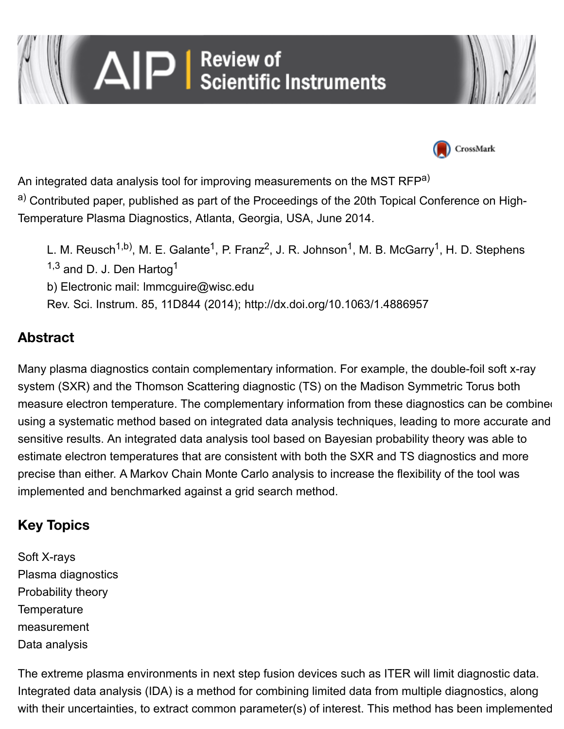An integrated data analysis tool for improving measurements on the MST RFP[a)]

[a)] Contributed paper, published as part of the Proceedings of the 20th Topical Conference on High-Temperature Plasma Diagnostics, Atlanta, Georgia, USA, June 2014.

L. M. Reusch[1,b)], M. E. Galante[1], P. Franz[2], J. R. Johnson[1], M. B. McGarry[1], H. D. Stephens[1,3] and D. J. Den Hartog[1]

b) Electronic mail: lmmcguire@wisc.edu

Rev. Sci. Instrum. 85, 11D844 (2014); http://dx.doi.org/10.1063/1.4886957

## Abstract

Many plasma diagnostics contain complementary information. For example, the double-foil soft x-ray system (SXR) and the Thomson Scattering diagnostic (TS) on the Madison Symmetric Torus both measure electron temperature. The complementary information from these diagnostics can be combined using a systematic method based on integrated data analysis techniques, leading to more accurate and sensitive results. An integrated data analysis tool based on Bayesian probability theory was able to estimate electron temperatures that are consistent with both the SXR and TS diagnostics and more precise than either. A Markov Chain Monte Carlo analysis to increase the flexibility of the tool was implemented and benchmarked against a grid search method.

## Key Topics

Soft X-rays
Plasma diagnostics
Probability theory
Temperature measurement
Data analysis

The extreme plasma environments in next step fusion devices such as ITER will limit diagnostic data. Integrated data analysis (IDA) is a method for combining limited data from multiple diagnostics, along with their uncertainties, to extract common parameter(s) of interest. This method has been implemented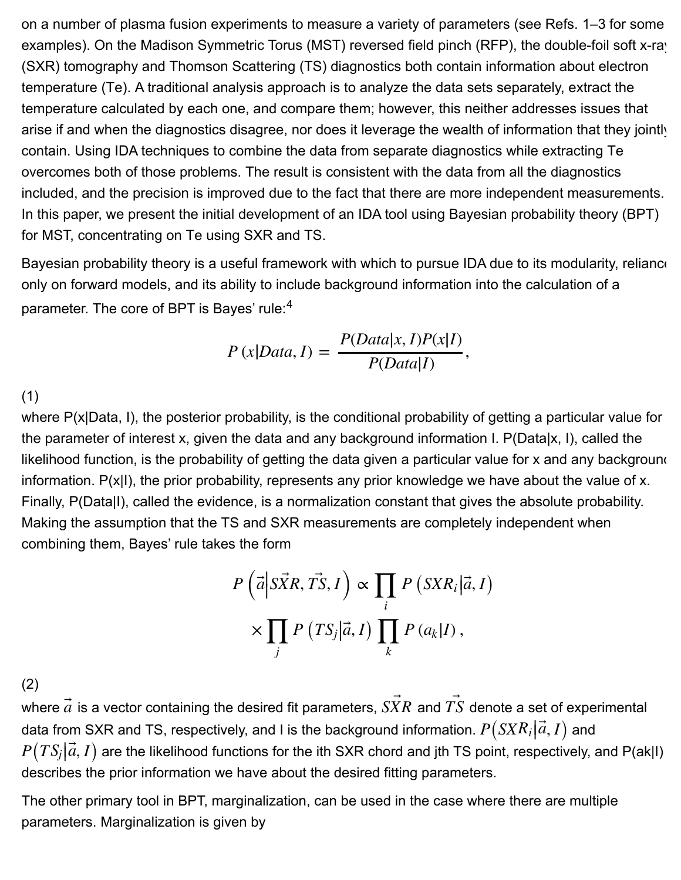on a number of plasma fusion experiments to measure a variety of parameters (see Refs. 1–3 for some examples). On the Madison Symmetric Torus (MST) reversed field pinch (RFP), the double-foil soft x-ray (SXR) tomography and Thomson Scattering (TS) diagnostics both contain information about electron temperature (Te). A traditional analysis approach is to analyze the data sets separately, extract the temperature calculated by each one, and compare them; however, this neither addresses issues that arise if and when the diagnostics disagree, nor does it leverage the wealth of information that they jointly contain. Using IDA techniques to combine the data from separate diagnostics while extracting Te overcomes both of those problems. The result is consistent with the data from all the diagnostics included, and the precision is improved due to the fact that there are more independent measurements. In this paper, we present the initial development of an IDA tool using Bayesian probability theory (BPT) for MST, concentrating on Te using SXR and TS.

Bayesian probability theory is a useful framework with which to pursue IDA due to its modularity, reliance only on forward models, and its ability to include background information into the calculation of a parameter. The core of BPT is Bayes' rule:[4]

$$P\left(x|Data, I\right) = \frac{P(Data|x, I)P(x|I)}{P(Data|I)},$$

(1)

where P(x|Data, I), the posterior probability, is the conditional probability of getting a particular value for the parameter of interest x, given the data and any background information I. P(Data|x, I), called the likelihood function, is the probability of getting the data given a particular value for x and any background information. P(x|I), the prior probability, represents any prior knowledge we have about the value of x. Finally, P(Data|I), called the evidence, is a normalization constant that gives the absolute probability. Making the assumption that the TS and SXR measurements are completely independent when combining them, Bayes' rule takes the form

$$P\left(\vec{a}\middle|\vec{SXR}, \vec{TS}, I\right) \propto \prod_i P\left(SXR_i|\vec{a}, I\right) \times \prod_j P\left(TS_j|\vec{a}, I\right) \prod_k P\left(a_k|I\right),$$

(2)

where $\vec{a}$ is a vector containing the desired fit parameters, $\vec{SXR}$ and $\vec{TS}$ denote a set of experimental data from SXR and TS, respectively, and I is the background information. $P\left(SXR_i|\vec{a}, I\right)$ and $P\left(TS_j|\vec{a}, I\right)$ are the likelihood functions for the ith SXR chord and jth TS point, respectively, and $P(a_k|I)$ describes the prior information we have about the desired fitting parameters.

The other primary tool in BPT, marginalization, can be used in the case where there are multiple parameters. Marginalization is given by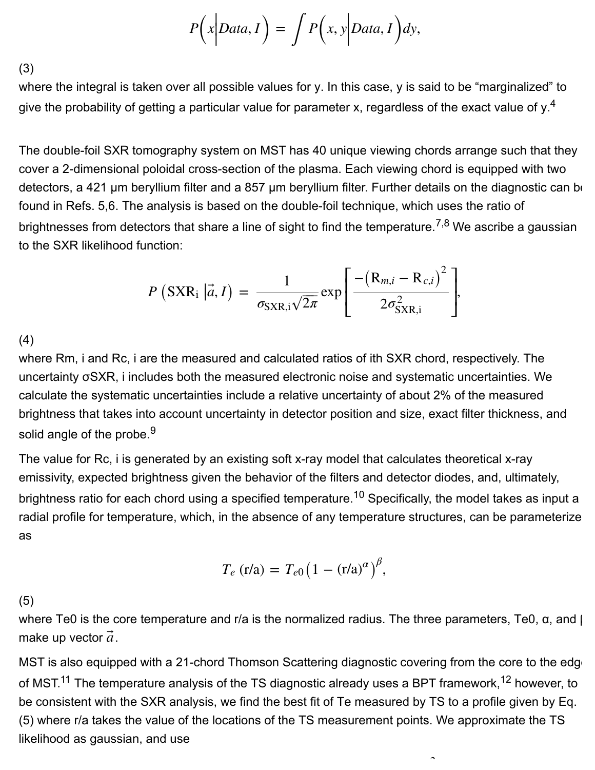$$P\left(x\middle|Data, I\right) = \int P\left(x, y\middle|Data, I\right)dy,$$

(3)

where the integral is taken over all possible values for y. In this case, y is said to be "marginalized" to give the probability of getting a particular value for parameter x, regardless of the exact value of y.[4]

The double-foil SXR tomography system on MST has 40 unique viewing chords arrange such that they cover a 2-dimensional poloidal cross-section of the plasma. Each viewing chord is equipped with two detectors, a 421 μm beryllium filter and a 857 μm beryllium filter. Further details on the diagnostic can be found in Refs. 5,6. The analysis is based on the double-foil technique, which uses the ratio of brightnesses from detectors that share a line of sight to find the temperature.[7,8] We ascribe a gaussian to the SXR likelihood function:

$$P\left(\mathrm{SXR_i}\left|\vec{a}, I\right.\right) = \frac{1}{\sigma_{\mathrm{SXR,i}}\sqrt{2\pi}}\exp\left[\frac{-\left(\mathrm{R}_{m,i} - \mathrm{R}_{c,i}\right)^2}{2\sigma_{\mathrm{SXR,i}}^2}\right],$$

(4)

where $R_{m,i}$ and $R_{c,i}$ are the measured and calculated ratios of ith SXR chord, respectively. The uncertainty $\sigma_{SXR,i}$ includes both the measured electronic noise and systematic uncertainties. We calculate the systematic uncertainties include a relative uncertainty of about 2% of the measured brightness that takes into account uncertainty in detector position and size, exact filter thickness, and solid angle of the probe.[9]

The value for $R_{c,i}$ is generated by an existing soft x-ray model that calculates theoretical x-ray emissivity, expected brightness given the behavior of the filters and detector diodes, and, ultimately, brightness ratio for each chord using a specified temperature.[10] Specifically, the model takes as input a radial profile for temperature, which, in the absence of any temperature structures, can be parameterized as

$$T_e\,(\mathrm{r/a}) = T_{e0}\left(1 - (\mathrm{r/a})^{\alpha}\right)^{\beta},$$

(5)

where $T_{e0}$ is the core temperature and r/a is the normalized radius. The three parameters, $T_{e0}$, α, and β make up vector $\vec{a}$.

MST is also equipped with a 21-chord Thomson Scattering diagnostic covering from the core to the edge of MST.[11] The temperature analysis of the TS diagnostic already uses a BPT framework,[12] however, to be consistent with the SXR analysis, we find the best fit of Te measured by TS to a profile given by Eq. (5) where r/a takes the value of the locations of the TS measurement points. We approximate the TS likelihood as gaussian, and use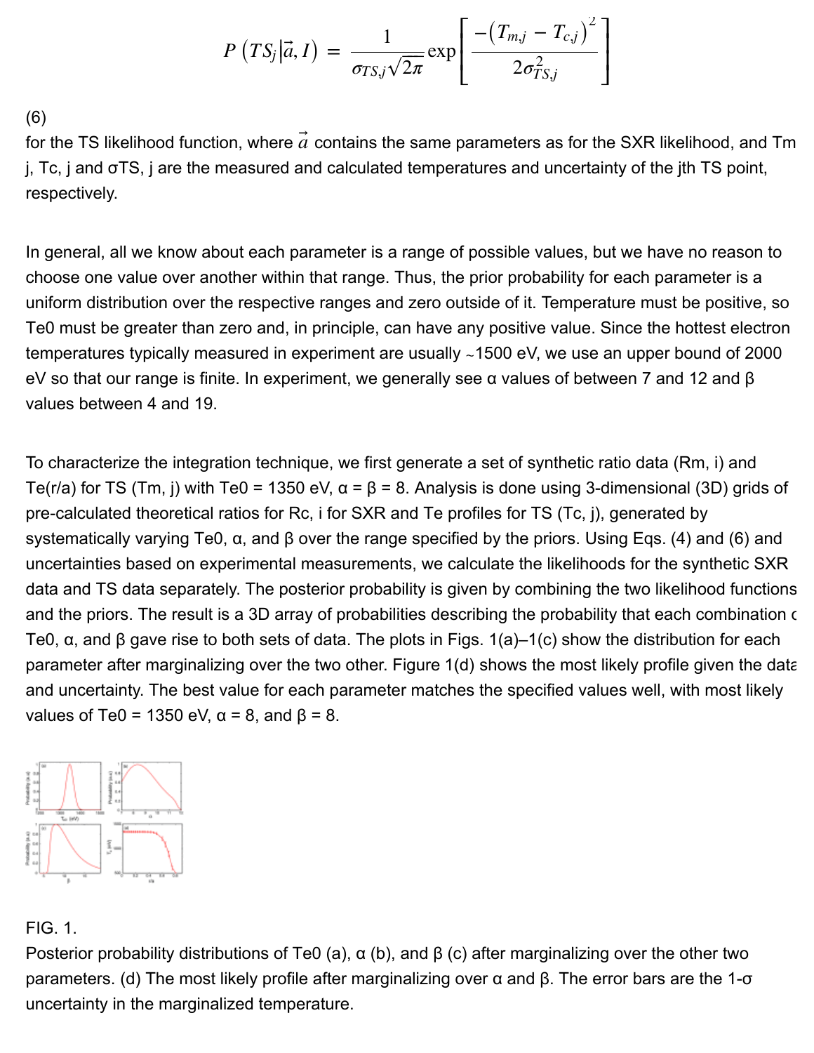$$P\left(TS_j|\vec{a}, I\right) = \frac{1}{\sigma_{TS,j}\sqrt{2\pi}} \exp\left[\frac{-\left(T_{m,j} - T_{c,j}\right)^2}{2\sigma_{TS,j}^2}\right]$$

(6)

for the TS likelihood function, where $\vec{a}$ contains the same parameters as for the SXR likelihood, and $T_{m,j}$, $T_{c,j}$ and $\sigma_{TS,j}$ are the measured and calculated temperatures and uncertainty of the jth TS point, respectively.

In general, all we know about each parameter is a range of possible values, but we have no reason to choose one value over another within that range. Thus, the prior probability for each parameter is a uniform distribution over the respective ranges and zero outside of it. Temperature must be positive, so $T_{e0}$ must be greater than zero and, in principle, can have any positive value. Since the hottest electron temperatures typically measured in experiment are usually ~1500 eV, we use an upper bound of 2000 eV so that our range is finite. In experiment, we generally see α values of between 7 and 12 and β values between 4 and 19.

To characterize the integration technique, we first generate a set of synthetic ratio data ($R_{m,i}$) and $T_e(r/a)$ for TS ($T_{m,j}$) with $T_{e0}$ = 1350 eV, α = β = 8. Analysis is done using 3-dimensional (3D) grids of pre-calculated theoretical ratios for $R_{c,i}$ for SXR and $T_e$ profiles for TS ($T_{c,j}$), generated by systematically varying $T_{e0}$, α, and β over the range specified by the priors. Using Eqs. (4) and (6) and uncertainties based on experimental measurements, we calculate the likelihoods for the synthetic SXR data and TS data separately. The posterior probability is given by combining the two likelihood functions and the priors. The result is a 3D array of probabilities describing the probability that each combination of $T_{e0}$, α, and β gave rise to both sets of data. The plots in Figs. 1(a)–1(c) show the distribution for each parameter after marginalizing over the two other. Figure 1(d) shows the most likely profile given the data and uncertainty. The best value for each parameter matches the specified values well, with most likely values of $T_{e0}$ = 1350 eV, α = 8, and β = 8.

FIG. 1.

Posterior probability distributions of $T_{e0}$ (a), α (b), and β (c) after marginalizing over the other two parameters. (d) The most likely profile after marginalizing over α and β. The error bars are the 1-σ uncertainty in the marginalized temperature.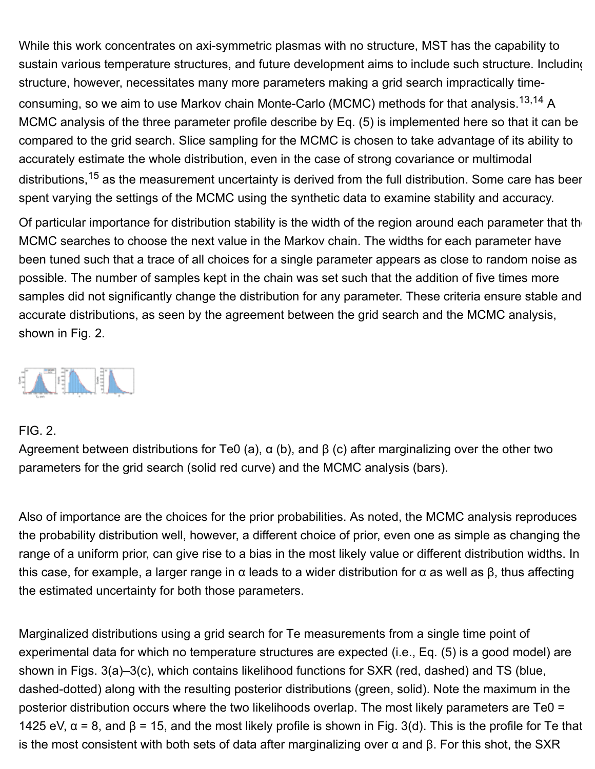While this work concentrates on axi-symmetric plasmas with no structure, MST has the capability to sustain various temperature structures, and future development aims to include such structure. Including structure, however, necessitates many more parameters making a grid search impractically time-consuming, so we aim to use Markov chain Monte-Carlo (MCMC) methods for that analysis.[13,14] A MCMC analysis of the three parameter profile describe by Eq. (5) is implemented here so that it can be compared to the grid search. Slice sampling for the MCMC is chosen to take advantage of its ability to accurately estimate the whole distribution, even in the case of strong covariance or multimodal distributions,[15] as the measurement uncertainty is derived from the full distribution. Some care has been spent varying the settings of the MCMC using the synthetic data to examine stability and accuracy.

Of particular importance for distribution stability is the width of the region around each parameter that the MCMC searches to choose the next value in the Markov chain. The widths for each parameter have been tuned such that a trace of all choices for a single parameter appears as close to random noise as possible. The number of samples kept in the chain was set such that the addition of five times more samples did not significantly change the distribution for any parameter. These criteria ensure stable and accurate distributions, as seen by the agreement between the grid search and the MCMC analysis, shown in Fig. 2.

FIG. 2.
Agreement between distributions for $T_{e0}$ (a), $\alpha$ (b), and $\beta$ (c) after marginalizing over the other two parameters for the grid search (solid red curve) and the MCMC analysis (bars).

Also of importance are the choices for the prior probabilities. As noted, the MCMC analysis reproduces the probability distribution well, however, a different choice of prior, even one as simple as changing the range of a uniform prior, can give rise to a bias in the most likely value or different distribution widths. In this case, for example, a larger range in $\alpha$ leads to a wider distribution for $\alpha$ as well as $\beta$, thus affecting the estimated uncertainty for both those parameters.

Marginalized distributions using a grid search for $T_e$ measurements from a single time point of experimental data for which no temperature structures are expected (i.e., Eq. (5) is a good model) are shown in Figs. 3(a)–3(c), which contains likelihood functions for SXR (red, dashed) and TS (blue, dashed-dotted) along with the resulting posterior distributions (green, solid). Note the maximum in the posterior distribution occurs where the two likelihoods overlap. The most likely parameters are $T_{e0}$ = 1425 eV, $\alpha$ = 8, and $\beta$ = 15, and the most likely profile is shown in Fig. 3(d). This is the profile for $T_e$ that is the most consistent with both sets of data after marginalizing over $\alpha$ and $\beta$. For this shot, the SXR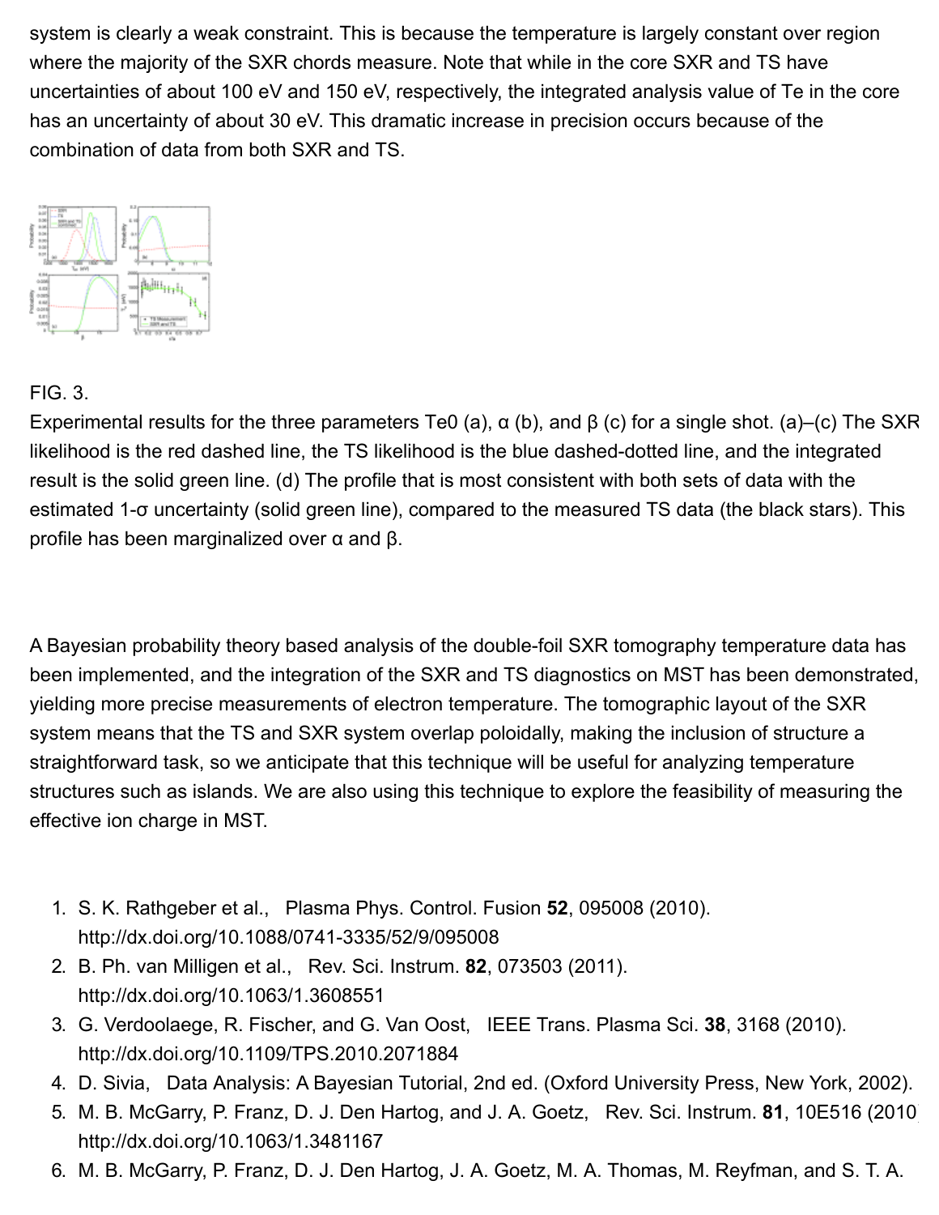system is clearly a weak constraint. This is because the temperature is largely constant over region where the majority of the SXR chords measure. Note that while in the core SXR and TS have uncertainties of about 100 eV and 150 eV, respectively, the integrated analysis value of Te in the core has an uncertainty of about 30 eV. This dramatic increase in precision occurs because of the combination of data from both SXR and TS.

FIG. 3.

Experimental results for the three parameters Te0 (a), α (b), and β (c) for a single shot. (a)–(c) The SXR likelihood is the red dashed line, the TS likelihood is the blue dashed-dotted line, and the integrated result is the solid green line. (d) The profile that is most consistent with both sets of data with the estimated 1-σ uncertainty (solid green line), compared to the measured TS data (the black stars). This profile has been marginalized over α and β.

A Bayesian probability theory based analysis of the double-foil SXR tomography temperature data has been implemented, and the integration of the SXR and TS diagnostics on MST has been demonstrated, yielding more precise measurements of electron temperature. The tomographic layout of the SXR system means that the TS and SXR system overlap poloidally, making the inclusion of structure a straightforward task, so we anticipate that this technique will be useful for analyzing temperature structures such as islands. We are also using this technique to explore the feasibility of measuring the effective ion charge in MST.

1. S. K. Rathgeber et al., Plasma Phys. Control. Fusion **52**, 095008 (2010). http://dx.doi.org/10.1088/0741-3335/52/9/095008
2. B. Ph. van Milligen et al., Rev. Sci. Instrum. **82**, 073503 (2011). http://dx.doi.org/10.1063/1.3608551
3. G. Verdoolaege, R. Fischer, and G. Van Oost, IEEE Trans. Plasma Sci. **38**, 3168 (2010). http://dx.doi.org/10.1109/TPS.2010.2071884
4. D. Sivia, Data Analysis: A Bayesian Tutorial, 2nd ed. (Oxford University Press, New York, 2002).
5. M. B. McGarry, P. Franz, D. J. Den Hartog, and J. A. Goetz, Rev. Sci. Instrum. **81**, 10E516 (2010). http://dx.doi.org/10.1063/1.3481167
6. M. B. McGarry, P. Franz, D. J. Den Hartog, J. A. Goetz, M. A. Thomas, M. Reyfman, and S. T. A.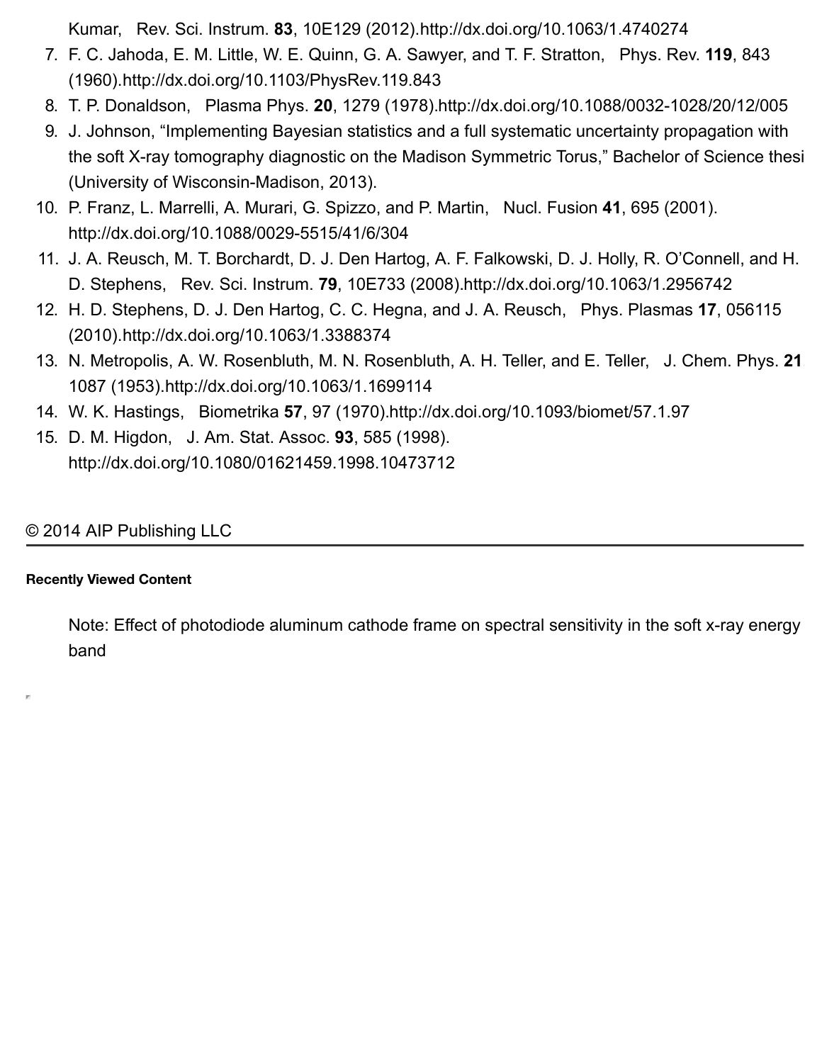Kumar, Rev. Sci. Instrum. **83**, 10E129 (2012).http://dx.doi.org/10.1063/1.4740274

7. F. C. Jahoda, E. M. Little, W. E. Quinn, G. A. Sawyer, and T. F. Stratton, Phys. Rev. **119**, 843 (1960).http://dx.doi.org/10.1103/PhysRev.119.843
8. T. P. Donaldson, Plasma Phys. **20**, 1279 (1978).http://dx.doi.org/10.1088/0032-1028/20/12/005
9. J. Johnson, "Implementing Bayesian statistics and a full systematic uncertainty propagation with the soft X-ray tomography diagnostic on the Madison Symmetric Torus," Bachelor of Science thesi (University of Wisconsin-Madison, 2013).
10. P. Franz, L. Marrelli, A. Murari, G. Spizzo, and P. Martin, Nucl. Fusion **41**, 695 (2001). http://dx.doi.org/10.1088/0029-5515/41/6/304
11. J. A. Reusch, M. T. Borchardt, D. J. Den Hartog, A. F. Falkowski, D. J. Holly, R. O'Connell, and H. D. Stephens, Rev. Sci. Instrum. **79**, 10E733 (2008).http://dx.doi.org/10.1063/1.2956742
12. H. D. Stephens, D. J. Den Hartog, C. C. Hegna, and J. A. Reusch, Phys. Plasmas **17**, 056115 (2010).http://dx.doi.org/10.1063/1.3388374
13. N. Metropolis, A. W. Rosenbluth, M. N. Rosenbluth, A. H. Teller, and E. Teller, J. Chem. Phys. **21**, 1087 (1953).http://dx.doi.org/10.1063/1.1699114
14. W. K. Hastings, Biometrika **57**, 97 (1970).http://dx.doi.org/10.1093/biomet/57.1.97
15. D. M. Higdon, J. Am. Stat. Assoc. **93**, 585 (1998). http://dx.doi.org/10.1080/01621459.1998.10473712

© 2014 AIP Publishing LLC

**Recently Viewed Content**

Note: Effect of photodiode aluminum cathode frame on spectral sensitivity in the soft x-ray energy band